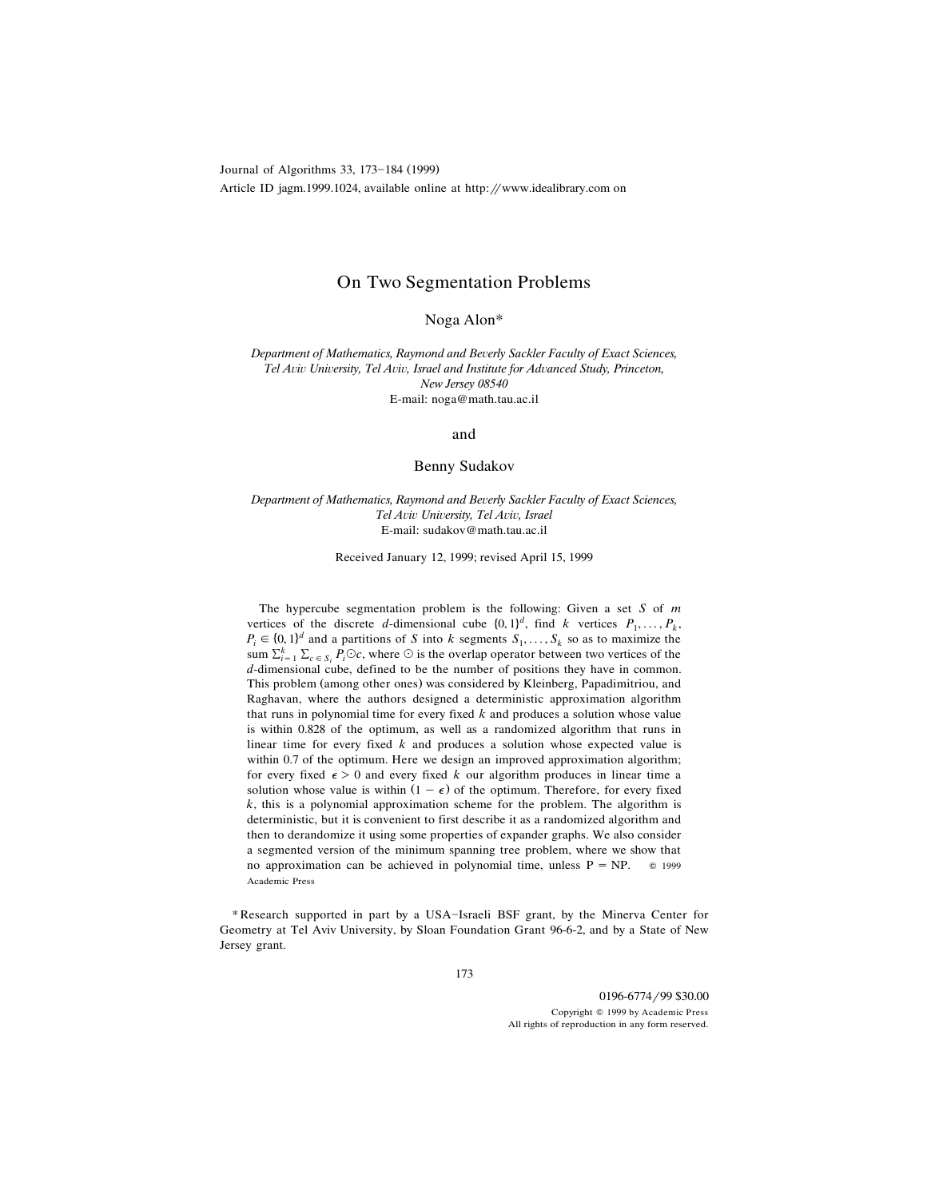Journal of Algorithms 33, 173–184 (1999)
Article ID jagm.1999.1024, available online at http://www.idealibrary.com on

# On Two Segmentation Problems

Noga Alon*

*Department of Mathematics, Raymond and Beverly Sackler Faculty of Exact Sciences, Tel Aviv University, Tel Aviv, Israel and Institute for Advanced Study, Princeton, New Jersey 08540*
E-mail: noga@math.tau.ac.il

and

Benny Sudakov

*Department of Mathematics, Raymond and Beverly Sackler Faculty of Exact Sciences, Tel Aviv University, Tel Aviv, Israel*
E-mail: sudakov@math.tau.ac.il

Received January 12, 1999; revised April 15, 1999

The hypercube segmentation problem is the following: Given a set $S$ of $m$ vertices of the discrete $d$-dimensional cube $\{0, 1\}^d$, find $k$ vertices $P_1, \dots, P_k$, $P_i \in \{0, 1\}^d$ and a partitions of $S$ into $k$ segments $S_1, \dots, S_k$ so as to maximize the sum $\sum_{i=1}^{k} \sum_{c \in S_i} P_i \odot c$, where $\odot$ is the overlap operator between two vertices of the $d$-dimensional cube, defined to be the number of positions they have in common. This problem (among other ones) was considered by Kleinberg, Papadimitriou, and Raghavan, where the authors designed a deterministic approximation algorithm that runs in polynomial time for every fixed $k$ and produces a solution whose value is within 0.828 of the optimum, as well as a randomized algorithm that runs in linear time for every fixed $k$ and produces a solution whose expected value is within 0.7 of the optimum. Here we design an improved approximation algorithm; for every fixed $\epsilon > 0$ and every fixed $k$ our algorithm produces in linear time a solution whose value is within $(1 - \epsilon)$ of the optimum. Therefore, for every fixed $k$, this is a polynomial approximation scheme for the problem. The algorithm is deterministic, but it is convenient to first describe it as a randomized algorithm and then to derandomize it using some properties of expander graphs. We also consider a segmented version of the minimum spanning tree problem, where we show that no approximation can be achieved in polynomial time, unless P = NP. © 1999 Academic Press

*Research supported in part by a USA–Israeli BSF grant, by the Minerva Center for Geometry at Tel Aviv University, by Sloan Foundation Grant 96-6-2, and by a State of New Jersey grant.

0196-6774/99 $30.00
Copyright © 1999 by Academic Press
All rights of reproduction in any form reserved.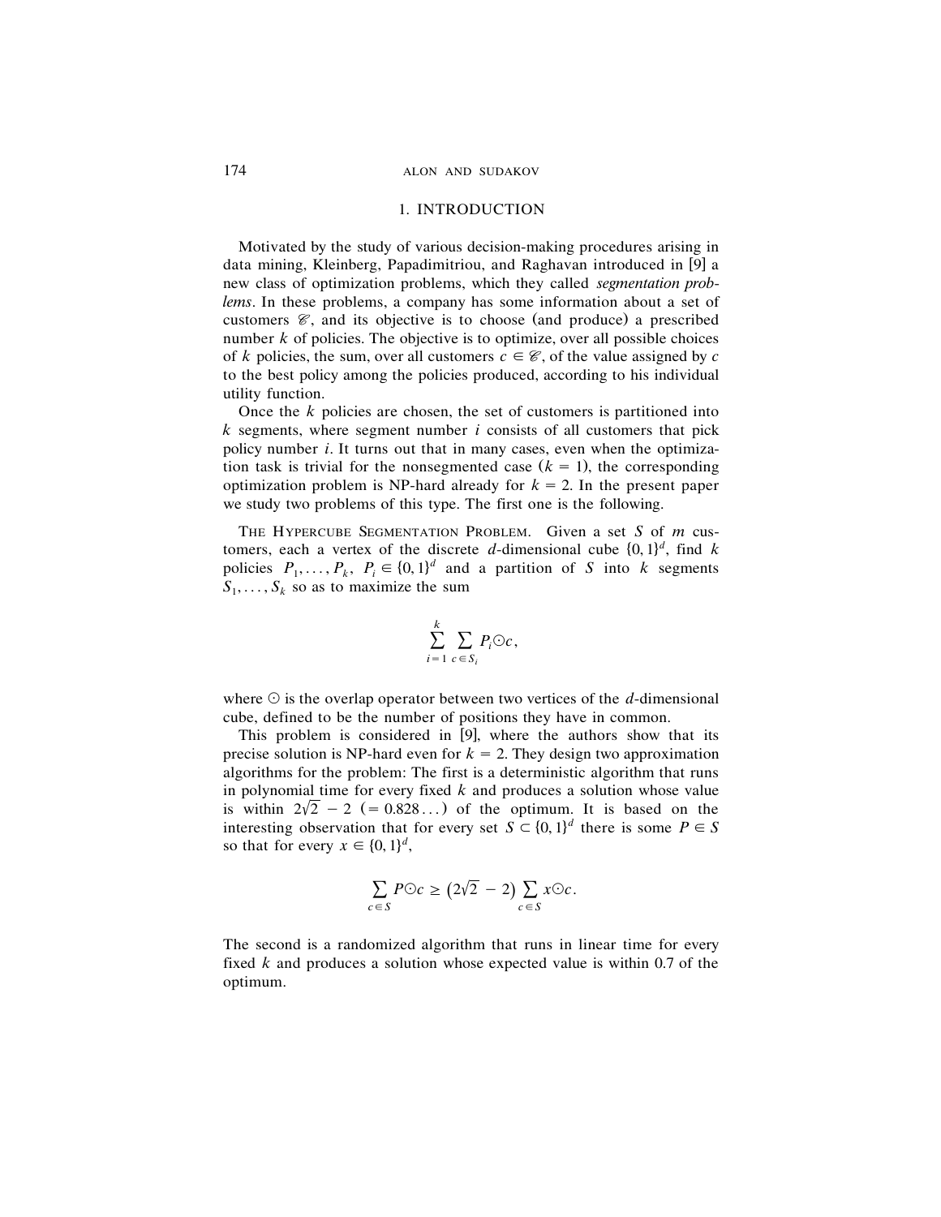## 1. INTRODUCTION

Motivated by the study of various decision-making procedures arising in data mining, Kleinberg, Papadimitriou, and Raghavan introduced in [9] a new class of optimization problems, which they called *segmentation problems*. In these problems, a company has some information about a set of customers $\mathscr{C}$, and its objective is to choose (and produce) a prescribed number $k$ of policies. The objective is to optimize, over all possible choices of $k$ policies, the sum, over all customers $c \in \mathscr{C}$, of the value assigned by $c$ to the best policy among the policies produced, according to his individual utility function.

Once the $k$ policies are chosen, the set of customers is partitioned into $k$ segments, where segment number $i$ consists of all customers that pick policy number $i$. It turns out that in many cases, even when the optimization task is trivial for the nonsegmented case ($k = 1$), the corresponding optimization problem is NP-hard already for $k = 2$. In the present paper we study two problems of this type. The first one is the following.

THE HYPERCUBE SEGMENTATION PROBLEM. Given a set $S$ of $m$ customers, each a vertex of the discrete $d$-dimensional cube $\{0,1\}^d$, find $k$ policies $P_1, \dots, P_k$, $P_i \in \{0,1\}^d$ and a partition of $S$ into $k$ segments $S_1, \dots, S_k$ so as to maximize the sum

$$\sum_{i=1}^{k} \sum_{c \in S_i} P_i \odot c,$$

where $\odot$ is the overlap operator between two vertices of the $d$-dimensional cube, defined to be the number of positions they have in common.

This problem is considered in [9], where the authors show that its precise solution is NP-hard even for $k = 2$. They design two approximation algorithms for the problem: The first is a deterministic algorithm that runs in polynomial time for every fixed $k$ and produces a solution whose value is within $2\sqrt{2} - 2$ $(= 0.828\dots)$ of the optimum. It is based on the interesting observation that for every set $S \subset \{0,1\}^d$ there is some $P \in S$ so that for every $x \in \{0,1\}^d$,

$$\sum_{c \in S} P \odot c \geq \left(2\sqrt{2} - 2\right) \sum_{c \in S} x \odot c.$$

The second is a randomized algorithm that runs in linear time for every fixed $k$ and produces a solution whose expected value is within 0.7 of the optimum.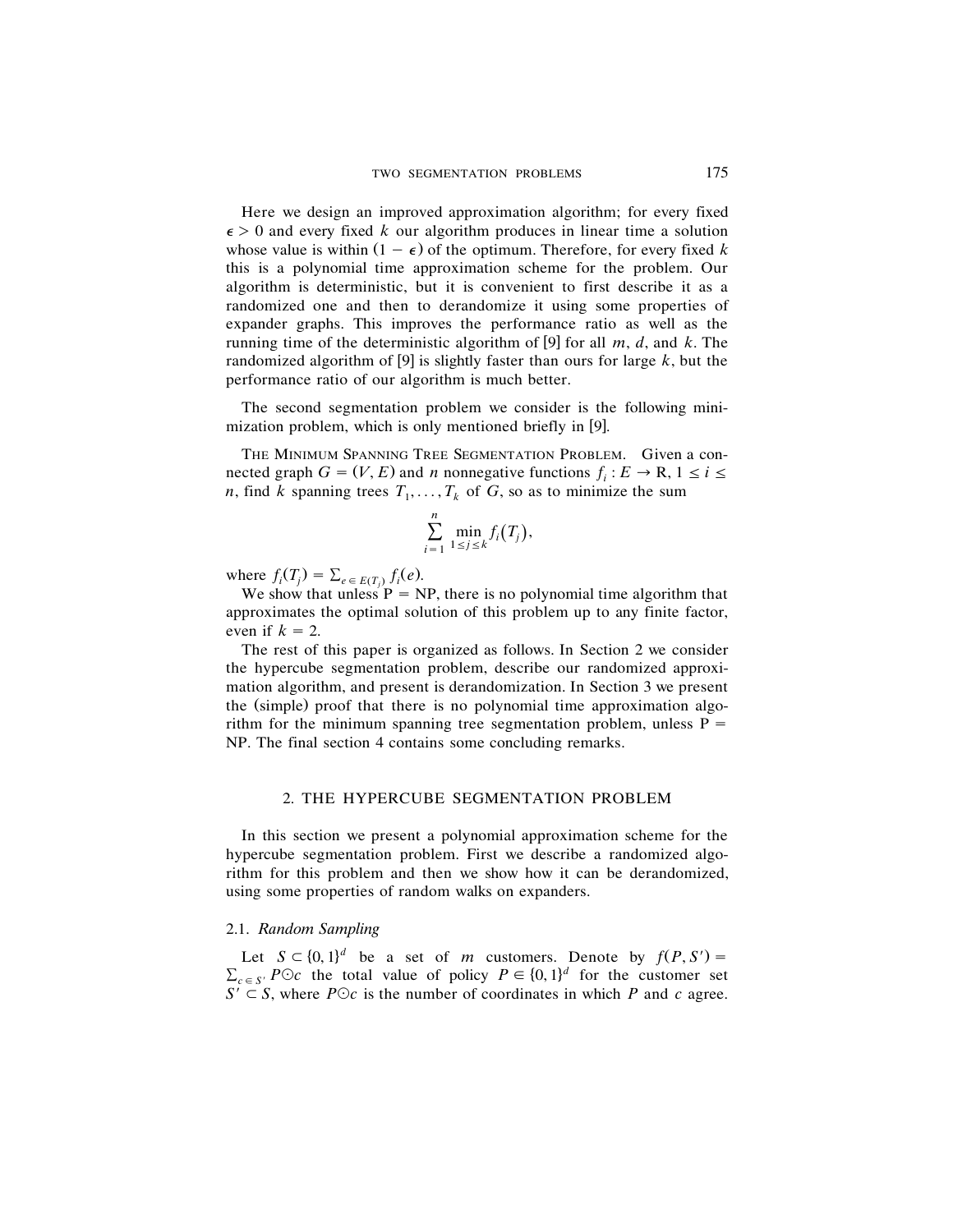Here we design an improved approximation algorithm; for every fixed $\epsilon > 0$ and every fixed $k$ our algorithm produces in linear time a solution whose value is within $(1 - \epsilon)$ of the optimum. Therefore, for every fixed $k$ this is a polynomial time approximation scheme for the problem. Our algorithm is deterministic, but it is convenient to first describe it as a randomized one and then to derandomize it using some properties of expander graphs. This improves the performance ratio as well as the running time of the deterministic algorithm of [9] for all $m$, $d$, and $k$. The randomized algorithm of [9] is slightly faster than ours for large $k$, but the performance ratio of our algorithm is much better.

The second segmentation problem we consider is the following minimization problem, which is only mentioned briefly in [9].

THE MINIMUM SPANNING TREE SEGMENTATION PROBLEM. Given a connected graph $G = (V, E)$ and $n$ nonnegative functions $f_i : E \to \mathrm{R}$, $1 \leq i \leq n$, find $k$ spanning trees $T_1, \dots, T_k$ of $G$, so as to minimize the sum

$$\sum_{i=1}^{n} \min_{1 \leq j \leq k} f_i(T_j),$$

where $f_i(T_j) = \sum_{e \in E(T_j)} f_i(e)$.

We show that unless P = NP, there is no polynomial time algorithm that approximates the optimal solution of this problem up to any finite factor, even if $k = 2$.

The rest of this paper is organized as follows. In Section 2 we consider the hypercube segmentation problem, describe our randomized approximation algorithm, and present is derandomization. In Section 3 we present the (simple) proof that there is no polynomial time approximation algorithm for the minimum spanning tree segmentation problem, unless P = NP. The final section 4 contains some concluding remarks.

## 2. THE HYPERCUBE SEGMENTATION PROBLEM

In this section we present a polynomial approximation scheme for the hypercube segmentation problem. First we describe a randomized algorithm for this problem and then we show how it can be derandomized, using some properties of random walks on expanders.

### 2.1. *Random Sampling*

Let $S \subset \{0, 1\}^d$ be a set of $m$ customers. Denote by $f(P, S') = \sum_{c \in S'} P \odot c$ the total value of policy $P \in \{0, 1\}^d$ for the customer set $S' \subset S$, where $P \odot c$ is the number of coordinates in which $P$ and $c$ agree.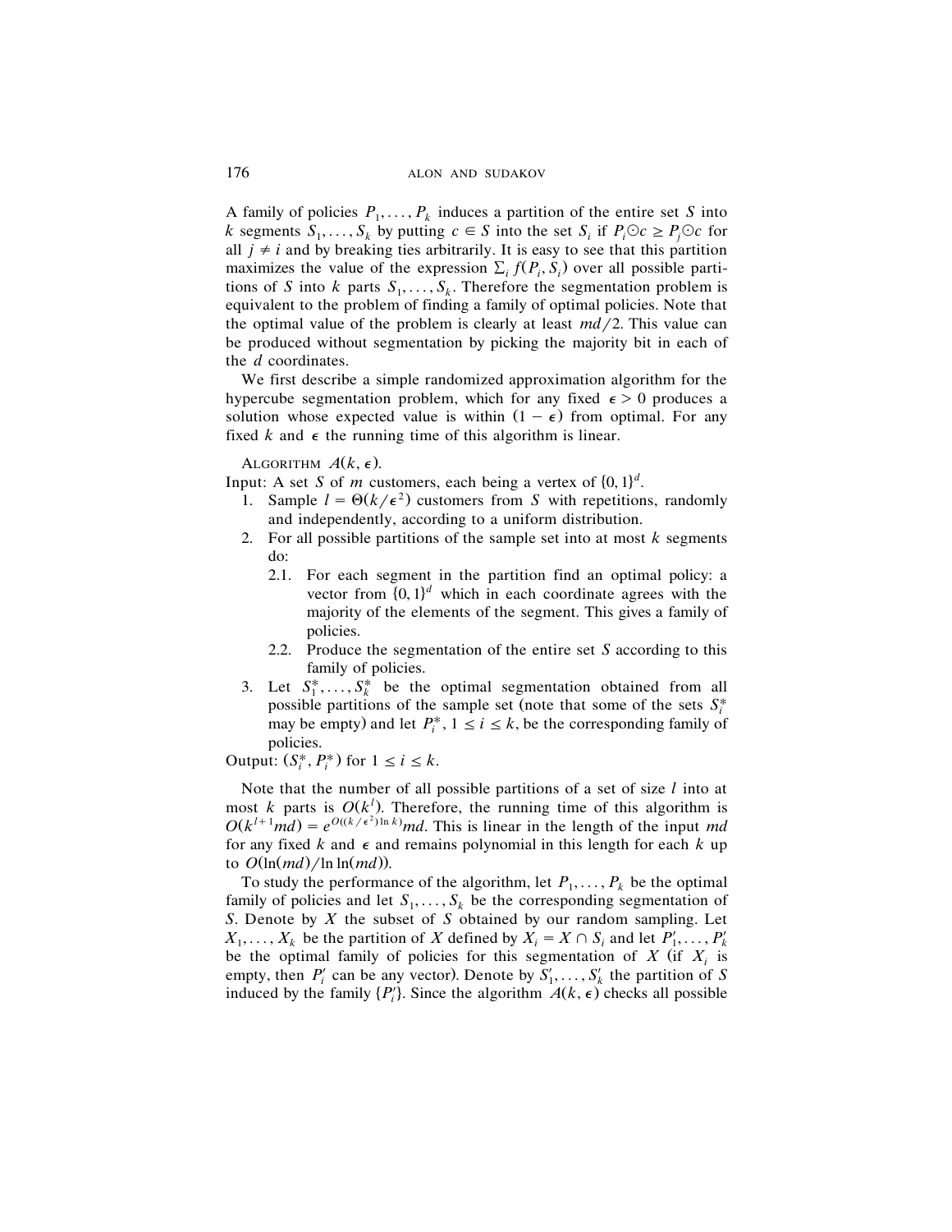A family of policies $P_1, \dots, P_k$ induces a partition of the entire set $S$ into $k$ segments $S_1, \dots, S_k$ by putting $c \in S$ into the set $S_i$ if $P_i \odot c \geq P_j \odot c$ for all $j \neq i$ and by breaking ties arbitrarily. It is easy to see that this partition maximizes the value of the expression $\sum_i f(P_i, S_i)$ over all possible partitions of $S$ into $k$ parts $S_1, \dots, S_k$. Therefore the segmentation problem is equivalent to the problem of finding a family of optimal policies. Note that the optimal value of the problem is clearly at least $md/2$. This value can be produced without segmentation by picking the majority bit in each of the $d$ coordinates.

We first describe a simple randomized approximation algorithm for the hypercube segmentation problem, which for any fixed $\epsilon > 0$ produces a solution whose expected value is within $(1 - \epsilon)$ from optimal. For any fixed $k$ and $\epsilon$ the running time of this algorithm is linear.

ALGORITHM $A(k, \epsilon)$.

Input: A set $S$ of $m$ customers, each being a vertex of $\{0, 1\}^d$.

1. Sample $l = \Theta(k/\epsilon^2)$ customers from $S$ with repetitions, randomly and independently, according to a uniform distribution.
2. For all possible partitions of the sample set into at most $k$ segments do:
   - 2.1. For each segment in the partition find an optimal policy: a vector from $\{0, 1\}^d$ which in each coordinate agrees with the majority of the elements of the segment. This gives a family of policies.
   - 2.2. Produce the segmentation of the entire set $S$ according to this family of policies.
3. Let $S_1^*, \dots, S_k^*$ be the optimal segmentation obtained from all possible partitions of the sample set (note that some of the sets $S_i^*$ may be empty) and let $P_i^*$, $1 \leq i \leq k$, be the corresponding family of policies.

Output: $(S_i^*, P_i^*)$ for $1 \leq i \leq k$.

Note that the number of all possible partitions of a set of size $l$ into at most $k$ parts is $O(k^l)$. Therefore, the running time of this algorithm is $O(k^{l+1}md) = e^{O((k/\epsilon^2)\ln k)}md$. This is linear in the length of the input $md$ for any fixed $k$ and $\epsilon$ and remains polynomial in this length for each $k$ up to $O(\ln(md)/\ln\ln(md))$.

To study the performance of the algorithm, let $P_1, \dots, P_k$ be the optimal family of policies and let $S_1, \dots, S_k$ be the corresponding segmentation of $S$. Denote by $X$ the subset of $S$ obtained by our random sampling. Let $X_1, \dots, X_k$ be the partition of $X$ defined by $X_i = X \cap S_i$ and let $P'_1, \dots, P'_k$ be the optimal family of policies for this segmentation of $X$ (if $X_i$ is empty, then $P'_i$ can be any vector). Denote by $S'_1, \dots, S'_k$ the partition of $S$ induced by the family $\{P'_i\}$. Since the algorithm $A(k, \epsilon)$ checks all possible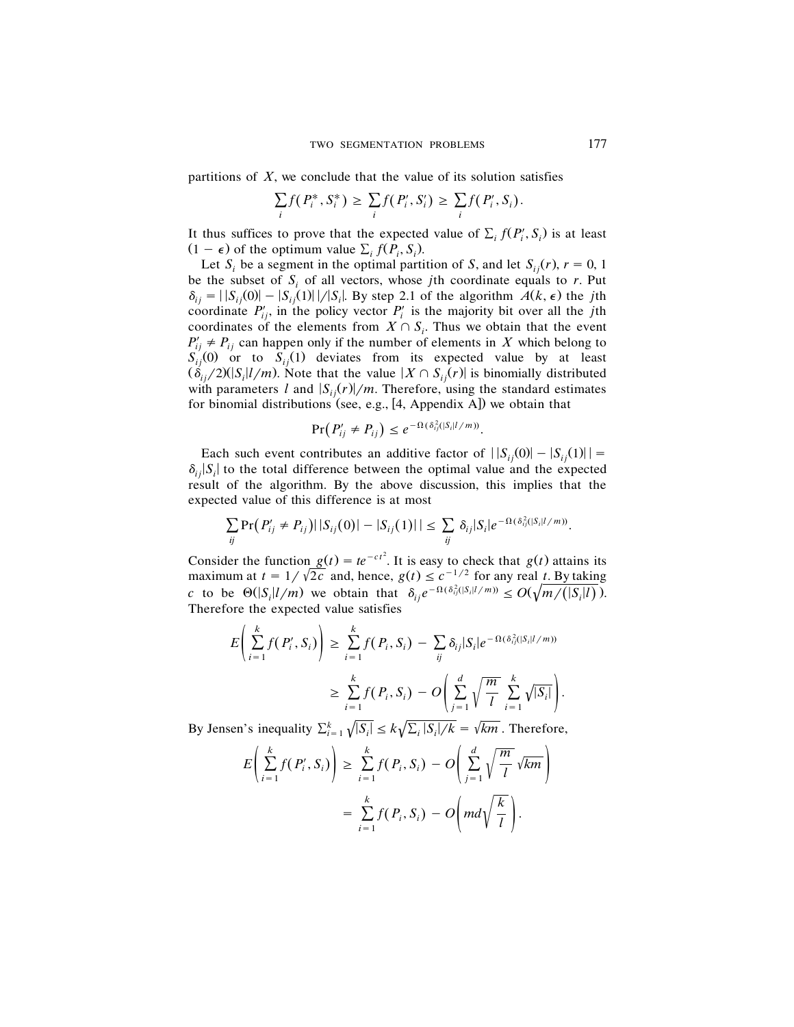partitions of $X$, we conclude that the value of its solution satisfies

$$\sum_i f(P_i^*, S_i^*) \geq \sum_i f(P_i', S_i') \geq \sum_i f(P_i', S_i).$$

It thus suffices to prove that the expected value of $\sum_i f(P_i', S_i)$ is at least $(1 - \epsilon)$ of the optimum value $\sum_i f(P_i, S_i)$.

Let $S_i$ be a segment in the optimal partition of $S$, and let $S_{ij}(r)$, $r = 0, 1$ be the subset of $S_i$ of all vectors, whose $j$th coordinate equals to $r$. Put $\delta_{ij} = ||S_{ij}(0)| - |S_{ij}(1)||/|S_i|$. By step 2.1 of the algorithm $A(k, \epsilon)$ the $j$th coordinate $P_{ij}'$, in the policy vector $P_i'$ is the majority bit over all the $j$th coordinates of the elements from $X \cap S_i$. Thus we obtain that the event $P_{ij}' \neq P_{ij}$ can happen only if the number of elements in $X$ which belong to $S_{ij}(0)$ or to $S_{ij}(1)$ deviates from its expected value by at least $(\delta_{ij}/2)(|S_i|l/m)$. Note that the value $|X \cap S_{ij}(r)|$ is binomially distributed with parameters $l$ and $|S_{ij}(r)|/m$. Therefore, using the standard estimates for binomial distributions (see, e.g., [4, Appendix A]) we obtain that

$$\Pr(P_{ij}' \neq P_{ij}) \leq e^{-\Omega(\delta_{ij}^2(|S_i|l/m))}.$$

Each such event contributes an additive factor of $||S_{ij}(0)| - |S_{ij}(1)|| = \delta_{ij}|S_i|$ to the total difference between the optimal value and the expected result of the algorithm. By the above discussion, this implies that the expected value of this difference is at most

$$\sum_{ij} \Pr(P_{ij}' \neq P_{ij}) ||S_{ij}(0)| - |S_{ij}(1)|| \leq \sum_{ij} \delta_{ij}|S_i| e^{-\Omega(\delta_{ij}^2(|S_i|l/m))}.$$

Consider the function $g(t) = te^{-ct^2}$. It is easy to check that $g(t)$ attains its maximum at $t = 1/\sqrt{2c}$ and, hence, $g(t) \leq c^{-1/2}$ for any real $t$. By taking $c$ to be $\Theta(|S_i|l/m)$ we obtain that $\delta_{ij} e^{-\Omega(\delta_{ij}^2(|S_i|l/m))} \leq O(\sqrt{m/(|S_i|l)})$. Therefore the expected value satisfies

$$E\left(\sum_{i=1}^{k} f(P_i', S_i)\right) \geq \sum_{i=1}^{k} f(P_i, S_i) - \sum_{ij} \delta_{ij}|S_i| e^{-\Omega(\delta_{ij}^2(|S_i|l/m))}$$

$$\geq \sum_{i=1}^{k} f(P_i, S_i) - O\left(\sum_{j=1}^{d} \sqrt{\frac{m}{l}} \sum_{i=1}^{k} \sqrt{|S_i|}\right).$$

By Jensen's inequality $\sum_{i=1}^{k} \sqrt{|S_i|} \leq k\sqrt{\sum_i |S_i|/k} = \sqrt{km}$. Therefore,

$$E\left(\sum_{i=1}^{k} f(P_i', S_i)\right) \geq \sum_{i=1}^{k} f(P_i, S_i) - O\left(\sum_{j=1}^{d} \sqrt{\frac{m}{l}} \sqrt{km}\right)$$

$$= \sum_{i=1}^{k} f(P_i, S_i) - O\left(md\sqrt{\frac{k}{l}}\right).$$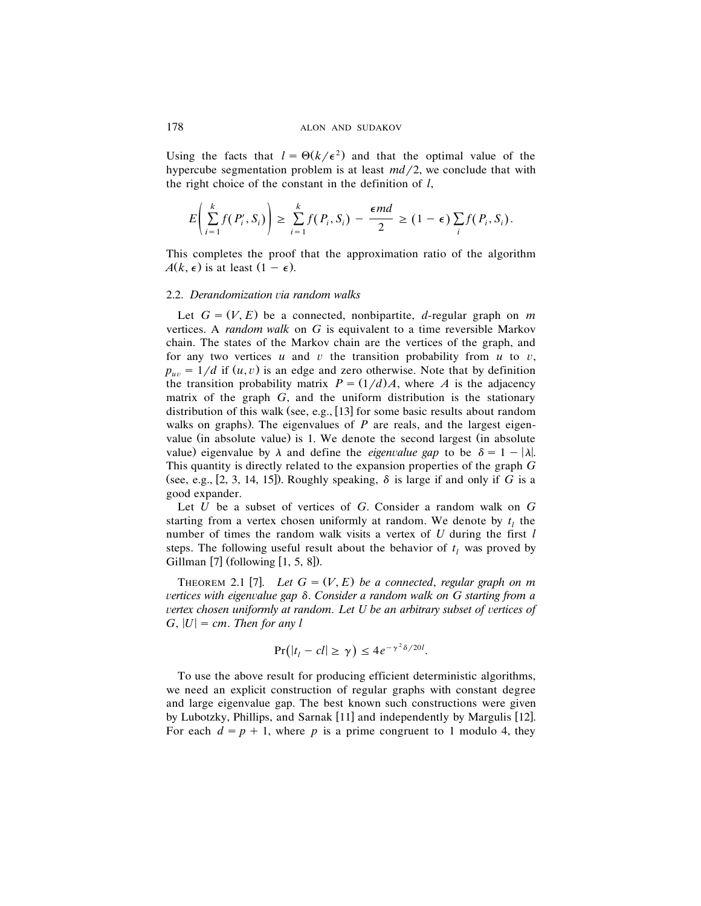Using the facts that $l = \Theta(k/\epsilon^2)$ and that the optimal value of the hypercube segmentation problem is at least $md/2$, we conclude that with the right choice of the constant in the definition of $l$,

$$E\left(\sum_{i=1}^{k} f(P_i', S_i)\right) \geq \sum_{i=1}^{k} f(P_i, S_i) - \frac{\epsilon md}{2} \geq (1-\epsilon)\sum_i f(P_i, S_i).$$

This completes the proof that the approximation ratio of the algorithm $A(k, \epsilon)$ is at least $(1-\epsilon)$.

### 2.2. *Derandomization via random walks*

Let $G = (V, E)$ be a connected, nonbipartite, $d$-regular graph on $m$ vertices. A *random walk* on $G$ is equivalent to a time reversible Markov chain. The states of the Markov chain are the vertices of the graph, and for any two vertices $u$ and $v$ the transition probability from $u$ to $v$, $p_{uv} = 1/d$ if $(u, v)$ is an edge and zero otherwise. Note that by definition the transition probability matrix $P = (1/d)A$, where $A$ is the adjacency matrix of the graph $G$, and the uniform distribution is the stationary distribution of this walk (see, e.g., [13] for some basic results about random walks on graphs). The eigenvalues of $P$ are reals, and the largest eigenvalue (in absolute value) is 1. We denote the second largest (in absolute value) eigenvalue by $\lambda$ and define the *eigenvalue gap* to be $\delta = 1 - |\lambda|$. This quantity is directly related to the expansion properties of the graph $G$ (see, e.g., [2, 3, 14, 15]). Roughly speaking, $\delta$ is large if and only if $G$ is a good expander.

Let $U$ be a subset of vertices of $G$. Consider a random walk on $G$ starting from a vertex chosen uniformly at random. We denote by $t_l$ the number of times the random walk visits a vertex of $U$ during the first $l$ steps. The following useful result about the behavior of $t_l$ was proved by Gillman [7] (following [1, 5, 8]).

THEOREM 2.1 [7]. *Let $G = (V, E)$ be a connected, regular graph on $m$ vertices with eigenvalue gap $\delta$. Consider a random walk on $G$ starting from a vertex chosen uniformly at random. Let $U$ be an arbitrary subset of vertices of $G$, $|U| = cm$. Then for any $l$*

$$\Pr(|t_l - cl| \geq \gamma) \leq 4e^{-\gamma^2 \delta / 20l}.$$

To use the above result for producing efficient deterministic algorithms, we need an explicit construction of regular graphs with constant degree and large eigenvalue gap. The best known such constructions were given by Lubotzky, Phillips, and Sarnak [11] and independently by Margulis [12]. For each $d = p + 1$, where $p$ is a prime congruent to 1 modulo 4, they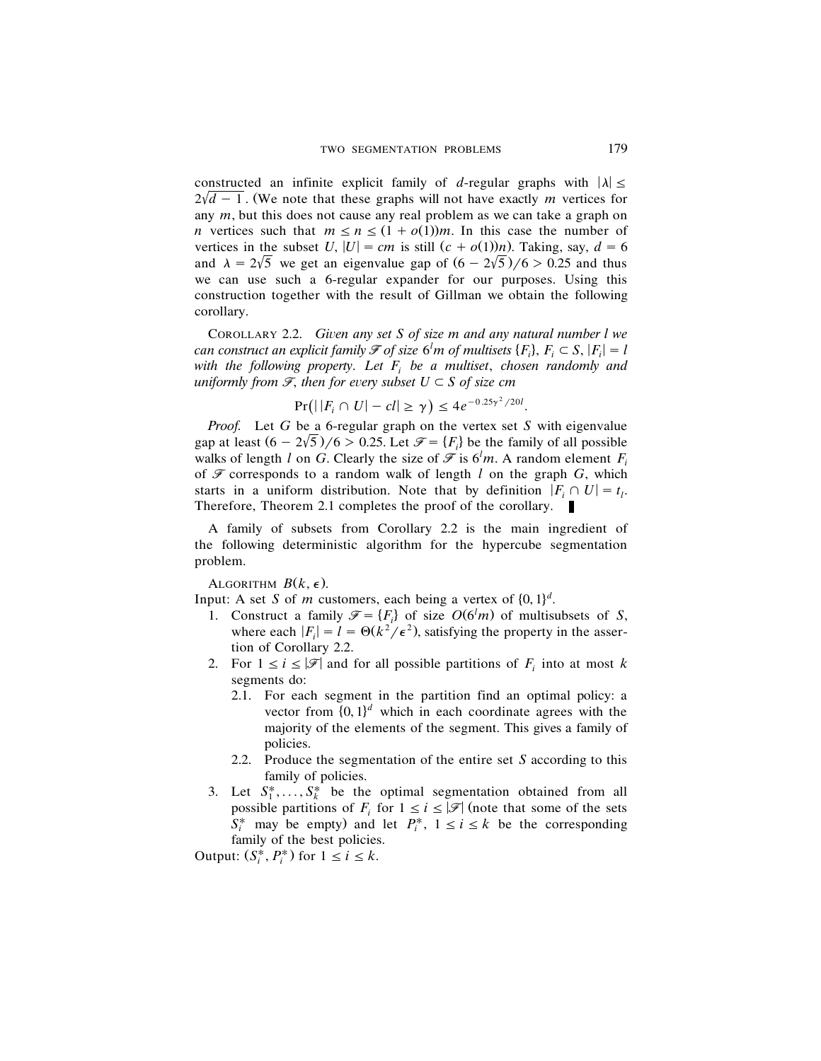constructed an infinite explicit family of $d$-regular graphs with $|\lambda| \leq 2\sqrt{d-1}$. (We note that these graphs will not have exactly $m$ vertices for any $m$, but this does not cause any real problem as we can take a graph on $n$ vertices such that $m \leq n \leq (1 + o(1))m$. In this case the number of vertices in the subset $U$, $|U| = cm$ is still $(c + o(1))n$). Taking, say, $d = 6$ and $\lambda = 2\sqrt{5}$ we get an eigenvalue gap of $(6 - 2\sqrt{5})/6 > 0.25$ and thus we can use such a 6-regular expander for our purposes. Using this construction together with the result of Gillman we obtain the following corollary.

COROLLARY 2.2. *Given any set $S$ of size $m$ and any natural number $l$ we can construct an explicit family $\mathscr{F}$ of size $6^l m$ of multisets $\{F_i\}$, $F_i \subset S$, $|F_i| = l$ with the following property. Let $F_i$ be a multiset, chosen randomly and uniformly from $\mathscr{F}$, then for every subset $U \subset S$ of size $cm$*

$$\Pr\big(\,\big||F_i \cap U| - cl\big| \geq \gamma\big) \leq 4e^{-0.25\gamma^2/20l}.$$

*Proof.* Let $G$ be a 6-regular graph on the vertex set $S$ with eigenvalue gap at least $(6 - 2\sqrt{5})/6 > 0.25$. Let $\mathscr{F} = \{F_i\}$ be the family of all possible walks of length $l$ on $G$. Clearly the size of $\mathscr{F}$ is $6^l m$. A random element $F_i$ of $\mathscr{F}$ corresponds to a random walk of length $l$ on the graph $G$, which starts in a uniform distribution. Note that by definition $|F_i \cap U| = t_l$. Therefore, Theorem 2.1 completes the proof of the corollary. ∎

A family of subsets from Corollary 2.2 is the main ingredient of the following deterministic algorithm for the hypercube segmentation problem.

ALGORITHM $B(k, \epsilon)$.

Input: A set $S$ of $m$ customers, each being a vertex of $\{0,1\}^d$.

1. Construct a family $\mathscr{F} = \{F_i\}$ of size $O(6^l m)$ of multisubsets of $S$, where each $|F_i| = l = \Theta(k^2/\epsilon^2)$, satisfying the property in the assertion of Corollary 2.2.
2. For $1 \leq i \leq |\mathscr{F}|$ and for all possible partitions of $F_i$ into at most $k$ segments do:
   2.1. For each segment in the partition find an optimal policy: a vector from $\{0,1\}^d$ which in each coordinate agrees with the majority of the elements of the segment. This gives a family of policies.
   2.2. Produce the segmentation of the entire set $S$ according to this family of policies.
3. Let $S_1^*, \ldots, S_k^*$ be the optimal segmentation obtained from all possible partitions of $F_i$ for $1 \leq i \leq |\mathscr{F}|$ (note that some of the sets $S_i^*$ may be empty) and let $P_i^*$, $1 \leq i \leq k$ be the corresponding family of the best policies.

Output: $(S_i^*, P_i^*)$ for $1 \leq i \leq k$.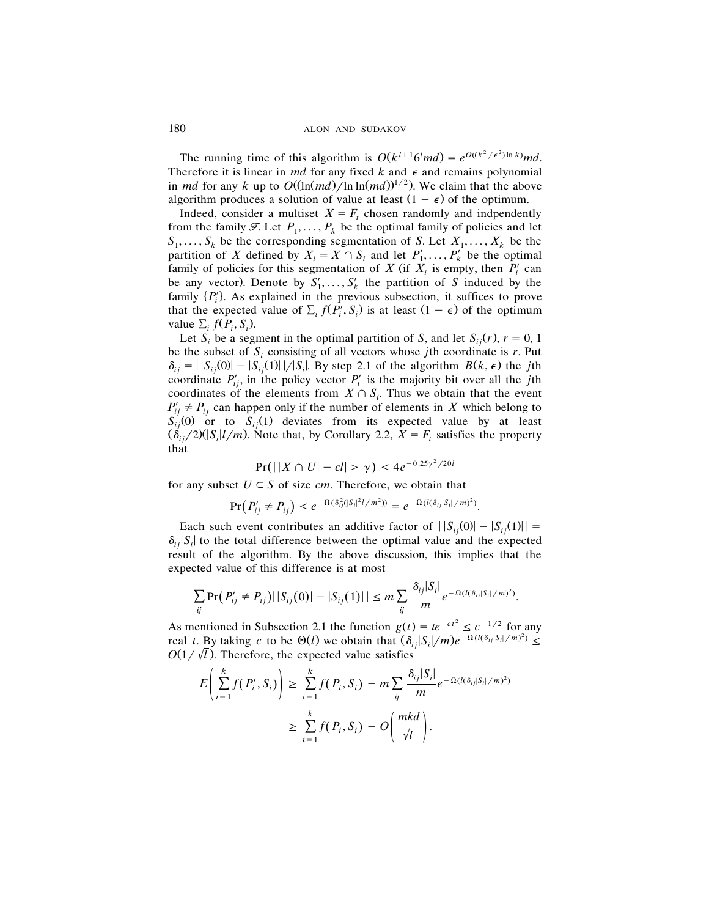The running time of this algorithm is $O(k^{l+1}6^l md) = e^{O((k^2/\epsilon^2)\ln k)}md$. Therefore it is linear in $md$ for any fixed $k$ and $\epsilon$ and remains polynomial in $md$ for any $k$ up to $O((\ln(md)/\ln\ln(md))^{1/2})$. We claim that the above algorithm produces a solution of value at least $(1-\epsilon)$ of the optimum.

Indeed, consider a multiset $X = F_t$ chosen randomly and indpendently from the family $\mathscr{F}$. Let $P_1, \dots, P_k$ be the optimal family of policies and let $S_1, \dots, S_k$ be the corresponding segmentation of $S$. Let $X_1, \dots, X_k$ be the partition of $X$ defined by $X_i = X \cap S_i$ and let $P'_1, \dots, P'_k$ be the optimal family of policies for this segmentation of $X$ (if $X_i$ is empty, then $P'_i$ can be any vector). Denote by $S'_1, \dots, S'_k$ the partition of $S$ induced by the family $\{P'_i\}$. As explained in the previous subsection, it suffices to prove that the expected value of $\sum_i f(P'_i, S_i)$ is at least $(1-\epsilon)$ of the optimum value $\sum_i f(P_i, S_i)$.

Let $S_i$ be a segment in the optimal partition of $S$, and let $S_{ij}(r)$, $r = 0, 1$ be the subset of $S_i$ consisting of all vectors whose $j$th coordinate is $r$. Put $\delta_{ij} = ||S_{ij}(0)| - |S_{ij}(1)||/|S_i|$. By step 2.1 of the algorithm $B(k, \epsilon)$ the $j$th coordinate $P'_{ij}$, in the policy vector $P'_i$ is the majority bit over all the $j$th coordinates of the elements from $X \cap S_i$. Thus we obtain that the event $P'_{ij} \neq P_{ij}$ can happen only if the number of elements in $X$ which belong to $S_{ij}(0)$ or to $S_{ij}(1)$ deviates from its expected value by at least $(\delta_{ij}/2)(|S_i|l/m)$. Note that, by Corollary 2.2, $X = F_t$ satisfies the property that

$$\Pr\big(||X \cap U| - cl| \geq \gamma\big) \leq 4e^{-0.25\gamma^2/20l}$$

for any subset $U \subset S$ of size $cm$. Therefore, we obtain that

$$\Pr\big(P'_{ij} \neq P_{ij}\big) \leq e^{-\Omega(\delta_{ij}^2(|S_i|^2 l/m^2))} = e^{-\Omega(l(\delta_{ij}|S_i|/m)^2)}.$$

Each such event contributes an additive factor of $||S_{ij}(0)| - |S_{ij}(1)|| = \delta_{ij}|S_i|$ to the total difference between the optimal value and the expected result of the algorithm. By the above discussion, this implies that the expected value of this difference is at most

$$\sum_{ij} \Pr\big(P'_{ij} \neq P_{ij}\big) ||S_{ij}(0)| - |S_{ij}(1)|| \leq m \sum_{ij} \frac{\delta_{ij}|S_i|}{m} e^{-\Omega(l(\delta_{ij}|S_i|/m)^2)}.$$

As mentioned in Subsection 2.1 the function $g(t) = te^{-ct^2} \leq c^{-1/2}$ for any real $t$. By taking $c$ to be $\Theta(l)$ we obtain that $(\delta_{ij}|S_i|/m)e^{-\Omega(l(\delta_{ij}|S_i|/m)^2)} \leq O(1/\sqrt{l})$. Therefore, the expected value satisfies

$$\begin{aligned} E\left(\sum_{i=1}^{k} f(P'_i, S_i)\right) &\geq \sum_{i=1}^{k} f(P_i, S_i) - m \sum_{ij} \frac{\delta_{ij}|S_i|}{m} e^{-\Omega(l(\delta_{ij}|S_i|/m)^2)} \\ &\geq \sum_{i=1}^{k} f(P_i, S_i) - O\left(\frac{mkd}{\sqrt{l}}\right). \end{aligned}$$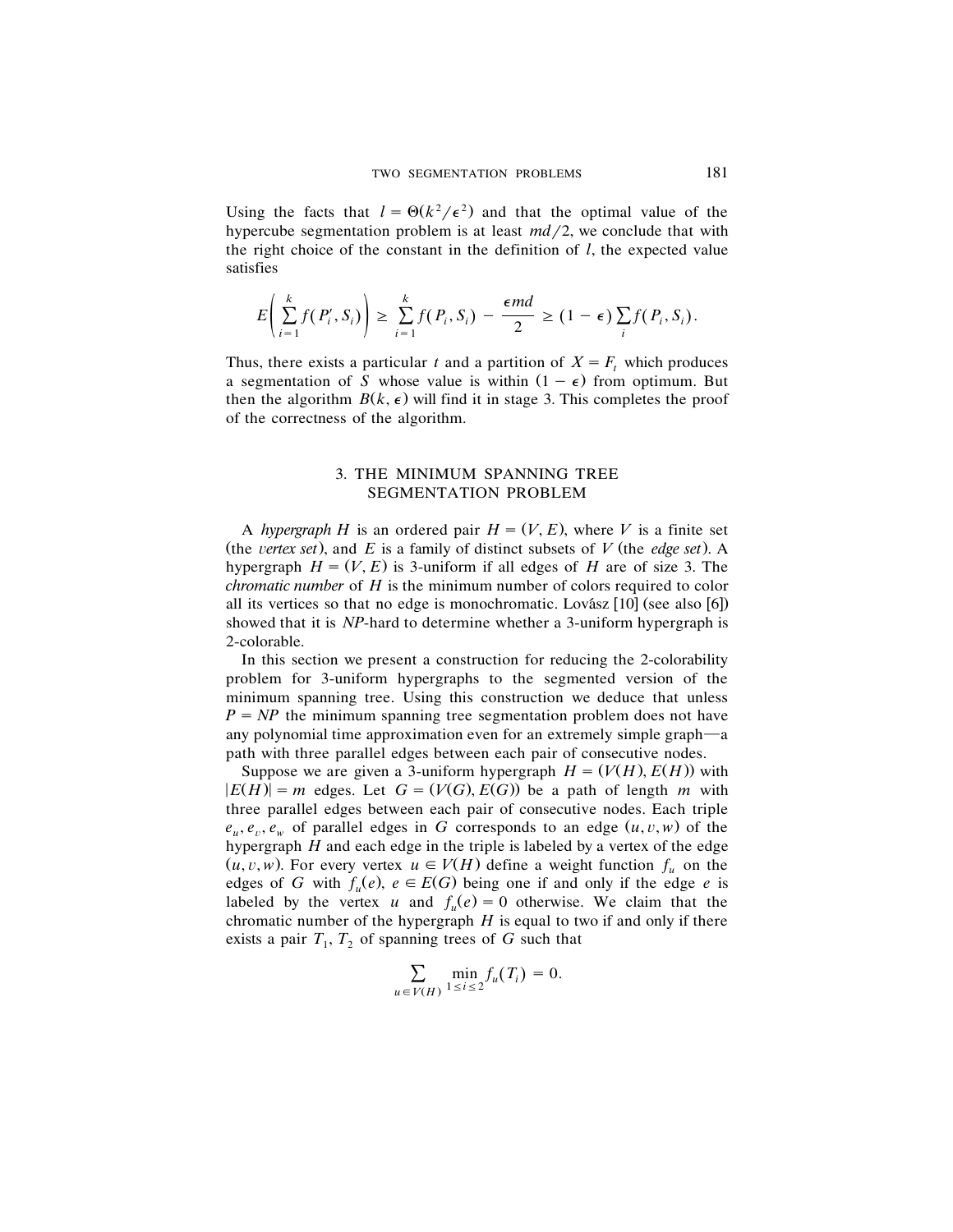Using the facts that $l = \Theta(k^2/\epsilon^2)$ and that the optimal value of the hypercube segmentation problem is at least $md/2$, we conclude that with the right choice of the constant in the definition of $l$, the expected value satisfies

$$E\left(\sum_{i=1}^{k} f(P_i', S_i)\right) \geq \sum_{i=1}^{k} f(P_i, S_i) - \frac{\epsilon md}{2} \geq (1-\epsilon)\sum_i f(P_i, S_i).$$

Thus, there exists a particular $t$ and a partition of $X = F_t$ which produces a segmentation of $S$ whose value is within $(1-\epsilon)$ from optimum. But then the algorithm $B(k, \epsilon)$ will find it in stage 3. This completes the proof of the correctness of the algorithm.

## 3. THE MINIMUM SPANNING TREE SEGMENTATION PROBLEM

A *hypergraph* $H$ is an ordered pair $H = (V, E)$, where $V$ is a finite set (the *vertex set*), and $E$ is a family of distinct subsets of $V$ (the *edge set*). A hypergraph $H = (V, E)$ is 3-uniform if all edges of $H$ are of size 3. The *chromatic number* of $H$ is the minimum number of colors required to color all its vertices so that no edge is monochromatic. Lovász [10] (see also [6]) showed that it is *NP*-hard to determine whether a 3-uniform hypergraph is 2-colorable.

In this section we present a construction for reducing the 2-colorability problem for 3-uniform hypergraphs to the segmented version of the minimum spanning tree. Using this construction we deduce that unless $P = NP$ the minimum spanning tree segmentation problem does not have any polynomial time approximation even for an extremely simple graph—a path with three parallel edges between each pair of consecutive nodes.

Suppose we are given a 3-uniform hypergraph $H = (V(H), E(H))$ with $|E(H)| = m$ edges. Let $G = (V(G), E(G))$ be a path of length $m$ with three parallel edges between each pair of consecutive nodes. Each triple $e_u, e_v, e_w$ of parallel edges in $G$ corresponds to an edge $(u, v, w)$ of the hypergraph $H$ and each edge in the triple is labeled by a vertex of the edge $(u, v, w)$. For every vertex $u \in V(H)$ define a weight function $f_u$ on the edges of $G$ with $f_u(e)$, $e \in E(G)$ being one if and only if the edge $e$ is labeled by the vertex $u$ and $f_u(e) = 0$ otherwise. We claim that the chromatic number of the hypergraph $H$ is equal to two if and only if there exists a pair $T_1, T_2$ of spanning trees of $G$ such that

$$\sum_{u \in V(H)} \min_{1 \leq i \leq 2} f_u(T_i) = 0.$$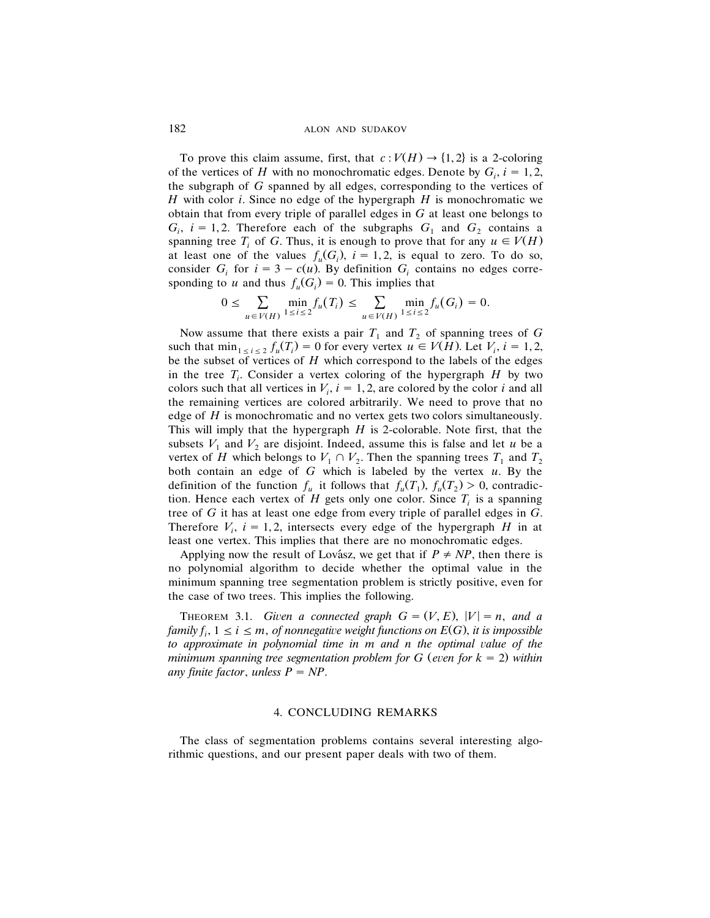To prove this claim assume, first, that $c : V(H) \to \{1, 2\}$ is a 2-coloring of the vertices of $H$ with no monochromatic edges. Denote by $G_i$, $i = 1, 2$, the subgraph of $G$ spanned by all edges, corresponding to the vertices of $H$ with color $i$. Since no edge of the hypergraph $H$ is monochromatic we obtain that from every triple of parallel edges in $G$ at least one belongs to $G_i$, $i = 1, 2$. Therefore each of the subgraphs $G_1$ and $G_2$ contains a spanning tree $T_i$ of $G$. Thus, it is enough to prove that for any $u \in V(H)$ at least one of the values $f_u(G_i)$, $i = 1, 2$, is equal to zero. To do so, consider $G_i$ for $i = 3 - c(u)$. By definition $G_i$ contains no edges corresponding to $u$ and thus $f_u(G_i) = 0$. This implies that

$$0 \leq \sum_{u \in V(H)} \min_{1 \leq i \leq 2} f_u(T_i) \leq \sum_{u \in V(H)} \min_{1 \leq i \leq 2} f_u(G_i) = 0.$$

Now assume that there exists a pair $T_1$ and $T_2$ of spanning trees of $G$ such that $\min_{1 \leq i \leq 2} f_u(T_i) = 0$ for every vertex $u \in V(H)$. Let $V_i$, $i = 1, 2$, be the subset of vertices of $H$ which correspond to the labels of the edges in the tree $T_i$. Consider a vertex coloring of the hypergraph $H$ by two colors such that all vertices in $V_i$, $i = 1, 2$, are colored by the color $i$ and all the remaining vertices are colored arbitrarily. We need to prove that no edge of $H$ is monochromatic and no vertex gets two colors simultaneously. This will imply that the hypergraph $H$ is 2-colorable. Note first, that the subsets $V_1$ and $V_2$ are disjoint. Indeed, assume this is false and let $u$ be a vertex of $H$ which belongs to $V_1 \cap V_2$. Then the spanning trees $T_1$ and $T_2$ both contain an edge of $G$ which is labeled by the vertex $u$. By the definition of the function $f_u$ it follows that $f_u(T_1), f_u(T_2) > 0$, contradiction. Hence each vertex of $H$ gets only one color. Since $T_i$ is a spanning tree of $G$ it has at least one edge from every triple of parallel edges in $G$. Therefore $V_i$, $i = 1, 2$, intersects every edge of the hypergraph $H$ in at least one vertex. This implies that there are no monochromatic edges.

Applying now the result of Lovâsz, we get that if $P \neq NP$, then there is no polynomial algorithm to decide whether the optimal value in the minimum spanning tree segmentation problem is strictly positive, even for the case of two trees. This implies the following.

THEOREM 3.1. *Given a connected graph $G = (V, E)$, $|V| = n$, and a family $f_i$, $1 \leq i \leq m$, of nonnegative weight functions on $E(G)$, it is impossible to approximate in polynomial time in $m$ and $n$ the optimal value of the minimum spanning tree segmentation problem for $G$ (even for $k = 2$) within any finite factor, unless $P = NP$.*

## 4. CONCLUDING REMARKS

The class of segmentation problems contains several interesting algorithmic questions, and our present paper deals with two of them.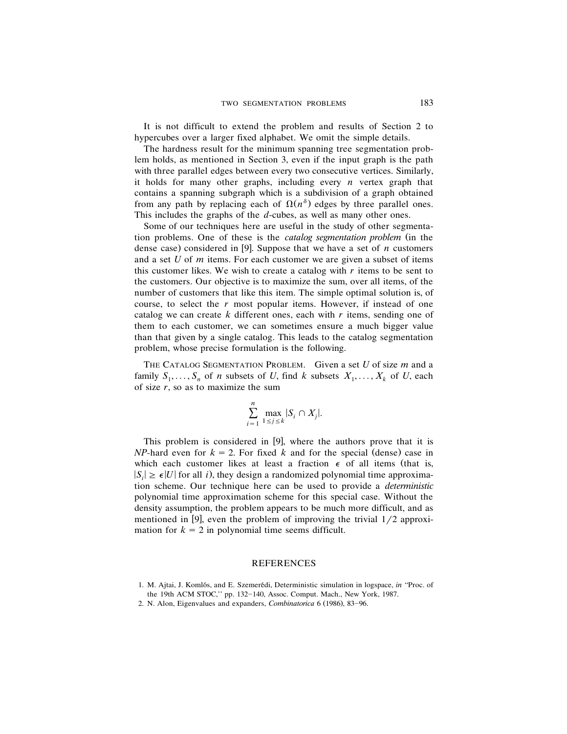It is not difficult to extend the problem and results of Section 2 to hypercubes over a larger fixed alphabet. We omit the simple details.

The hardness result for the minimum spanning tree segmentation problem holds, as mentioned in Section 3, even if the input graph is the path with three parallel edges between every two consecutive vertices. Similarly, it holds for many other graphs, including every $n$ vertex graph that contains a spanning subgraph which is a subdivision of a graph obtained from any path by replacing each of $\Omega(n^{\delta})$ edges by three parallel ones. This includes the graphs of the $d$-cubes, as well as many other ones.

Some of our techniques here are useful in the study of other segmentation problems. One of these is the *catalog segmentation problem* (in the dense case) considered in [9]. Suppose that we have a set of $n$ customers and a set $U$ of $m$ items. For each customer we are given a subset of items this customer likes. We wish to create a catalog with $r$ items to be sent to the customers. Our objective is to maximize the sum, over all items, of the number of customers that like this item. The simple optimal solution is, of course, to select the $r$ most popular items. However, if instead of one catalog we can create $k$ different ones, each with $r$ items, sending one of them to each customer, we can sometimes ensure a much bigger value than that given by a single catalog. This leads to the catalog segmentation problem, whose precise formulation is the following.

THE CATALOG SEGMENTATION PROBLEM. Given a set $U$ of size $m$ and a family $S_1, \ldots, S_n$ of $n$ subsets of $U$, find $k$ subsets $X_1, \ldots, X_k$ of $U$, each of size $r$, so as to maximize the sum

$$\sum_{i=1}^{n} \max_{1 \le j \le k} |S_i \cap X_j|.$$

This problem is considered in [9], where the authors prove that it is *NP*-hard even for $k = 2$. For fixed $k$ and for the special (dense) case in which each customer likes at least a fraction $\epsilon$ of all items (that is, $|S_i| \ge \epsilon |U|$ for all $i$), they design a randomized polynomial time approximation scheme. Our technique here can be used to provide a *deterministic* polynomial time approximation scheme for this special case. Without the density assumption, the problem appears to be much more difficult, and as mentioned in [9], even the problem of improving the trivial $1/2$ approximation for $k = 2$ in polynomial time seems difficult.

## REFERENCES

1. M. Ajtai, J. Komlós, and E. Szemerédi, Deterministic simulation in logspace, *in* "Proc. of the 19th ACM STOC," pp. 132–140, Assoc. Comput. Mach., New York, 1987.
2. N. Alon, Eigenvalues and expanders, *Combinatorica* 6 (1986), 83–96.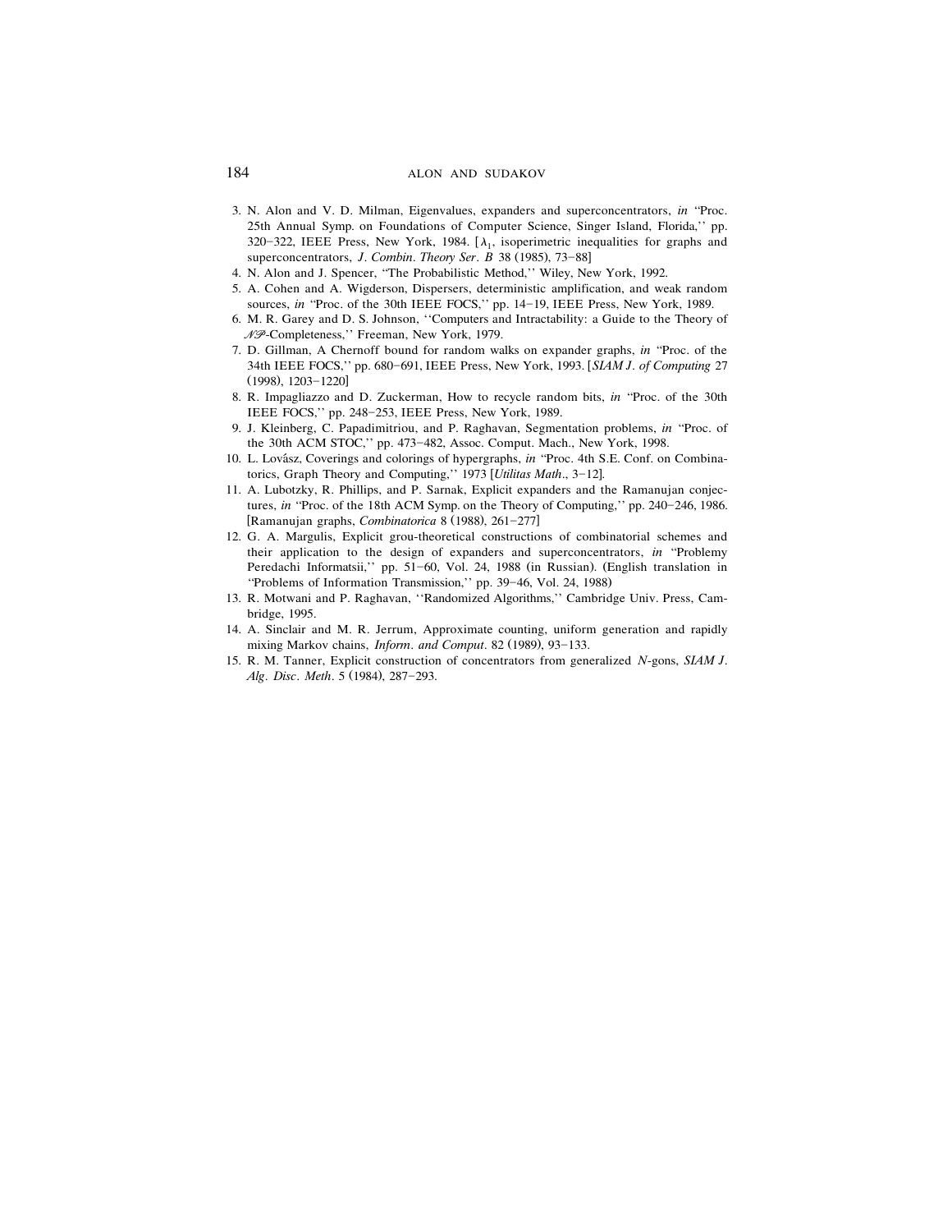3. N. Alon and V. D. Milman, Eigenvalues, expanders and superconcentrators, *in* "Proc. 25th Annual Symp. on Foundations of Computer Science, Singer Island, Florida,'' pp. 320–322, IEEE Press, New York, 1984. [$\lambda_1$, isoperimetric inequalities for graphs and superconcentrators, *J. Combin. Theory Ser. B* 38 (1985), 73–88]
4. N. Alon and J. Spencer, "The Probabilistic Method,'' Wiley, New York, 1992.
5. A. Cohen and A. Wigderson, Dispersers, deterministic amplification, and weak random sources, *in* "Proc. of the 30th IEEE FOCS,'' pp. 14–19, IEEE Press, New York, 1989.
6. M. R. Garey and D. S. Johnson, ''Computers and Intractability: a Guide to the Theory of $\mathcal{NP}$-Completeness,'' Freeman, New York, 1979.
7. D. Gillman, A Chernoff bound for random walks on expander graphs, *in* "Proc. of the 34th IEEE FOCS,'' pp. 680–691, IEEE Press, New York, 1993. [*SIAM J. of Computing* 27 (1998), 1203–1220]
8. R. Impagliazzo and D. Zuckerman, How to recycle random bits, *in* "Proc. of the 30th IEEE FOCS,'' pp. 248–253, IEEE Press, New York, 1989.
9. J. Kleinberg, C. Papadimitriou, and P. Raghavan, Segmentation problems, *in* "Proc. of the 30th ACM STOC,'' pp. 473–482, Assoc. Comput. Mach., New York, 1998.
10. L. Lovász, Coverings and colorings of hypergraphs, *in* "Proc. 4th S.E. Conf. on Combinatorics, Graph Theory and Computing,'' 1973 [*Utilitas Math*., 3–12].
11. A. Lubotzky, R. Phillips, and P. Sarnak, Explicit expanders and the Ramanujan conjectures, *in* ''Proc. of the 18th ACM Symp. on the Theory of Computing,'' pp. 240–246, 1986. [Ramanujan graphs, *Combinatorica* 8 (1988), 261–277]
12. G. A. Margulis, Explicit grou-theoretical constructions of combinatorial schemes and their application to the design of expanders and superconcentrators, *in* "Problemy Peredachi Informatsii,'' pp. 51–60, Vol. 24, 1988 (in Russian). (English translation in ''Problems of Information Transmission,'' pp. 39–46, Vol. 24, 1988)
13. R. Motwani and P. Raghavan, ''Randomized Algorithms,'' Cambridge Univ. Press, Cambridge, 1995.
14. A. Sinclair and M. R. Jerrum, Approximate counting, uniform generation and rapidly mixing Markov chains, *Inform. and Comput*. 82 (1989), 93–133.
15. R. M. Tanner, Explicit construction of concentrators from generalized $N$-gons, *SIAM J. Alg. Disc. Meth*. 5 (1984), 287–293.